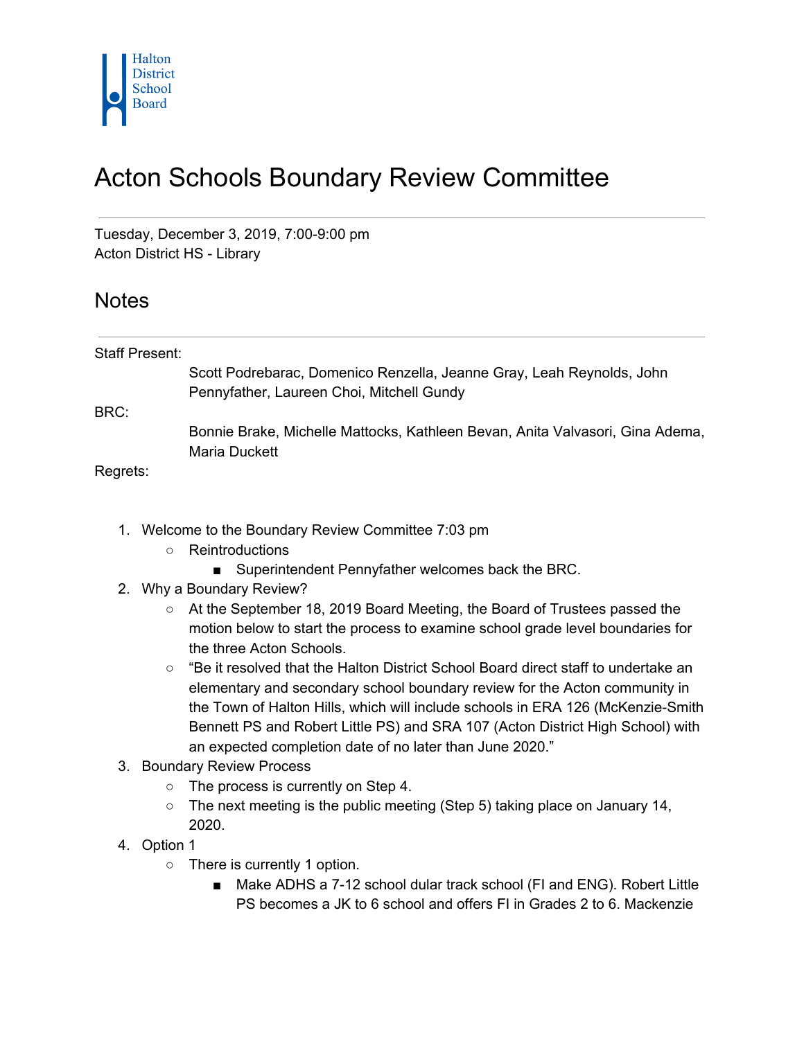Halton District School Board

# Acton Schools Boundary Review Committee

Tuesday, December 3, 2019, 7:00-9:00 pm
Acton District HS - Library

## Notes

Staff Present:
Scott Podrebarac, Domenico Renzella, Jeanne Gray, Leah Reynolds, John Pennyfather, Laureen Choi, Mitchell Gundy

BRC:
Bonnie Brake, Michelle Mattocks, Kathleen Bevan, Anita Valvasori, Gina Adema, Maria Duckett

Regrets:

1. Welcome to the Boundary Review Committee 7:03 pm
   - Reintroductions
     - Superintendent Pennyfather welcomes back the BRC.
2. Why a Boundary Review?
   - At the September 18, 2019 Board Meeting, the Board of Trustees passed the motion below to start the process to examine school grade level boundaries for the three Acton Schools.
   - "Be it resolved that the Halton District School Board direct staff to undertake an elementary and secondary school boundary review for the Acton community in the Town of Halton Hills, which will include schools in ERA 126 (McKenzie-Smith Bennett PS and Robert Little PS) and SRA 107 (Acton District High School) with an expected completion date of no later than June 2020."
3. Boundary Review Process
   - The process is currently on Step 4.
   - The next meeting is the public meeting (Step 5) taking place on January 14, 2020.
4. Option 1
   - There is currently 1 option.
     - Make ADHS a 7-12 school dular track school (FI and ENG). Robert Little PS becomes a JK to 6 school and offers FI in Grades 2 to 6. Mackenzie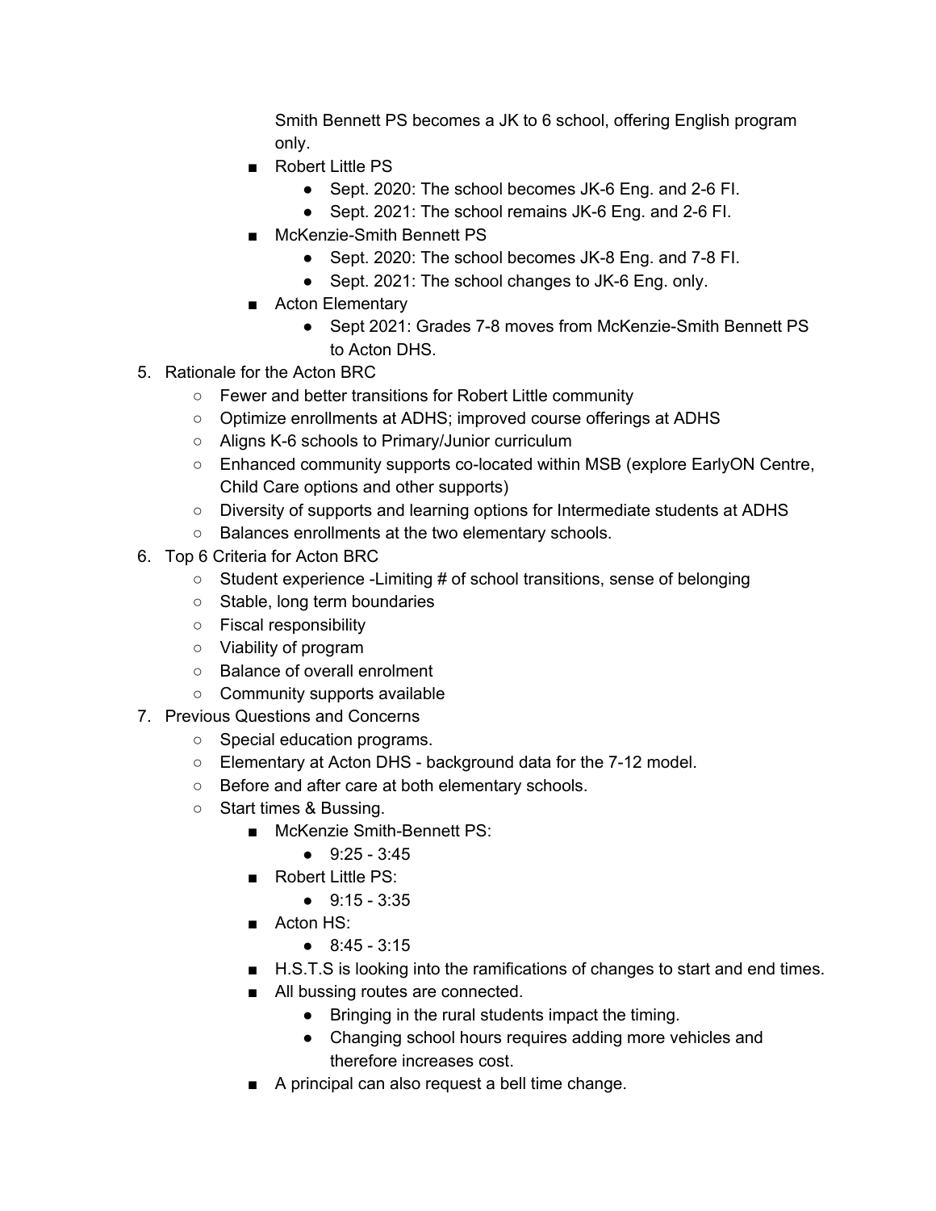Smith Bennett PS becomes a JK to 6 school, offering English program only.

        - Robert Little PS
            - Sept. 2020: The school becomes JK-6 Eng. and 2-6 FI.
            - Sept. 2021: The school remains JK-6 Eng. and 2-6 FI.
        - McKenzie-Smith Bennett PS
            - Sept. 2020: The school becomes JK-8 Eng. and 7-8 FI.
            - Sept. 2021: The school changes to JK-6 Eng. only.
        - Acton Elementary
            - Sept 2021: Grades 7-8 moves from McKenzie-Smith Bennett PS to Acton DHS.

5. Rationale for the Acton BRC
    - Fewer and better transitions for Robert Little community
    - Optimize enrollments at ADHS; improved course offerings at ADHS
    - Aligns K-6 schools to Primary/Junior curriculum
    - Enhanced community supports co-located within MSB (explore EarlyON Centre, Child Care options and other supports)
    - Diversity of supports and learning options for Intermediate students at ADHS
    - Balances enrollments at the two elementary schools.
6. Top 6 Criteria for Acton BRC
    - Student experience -Limiting # of school transitions, sense of belonging
    - Stable, long term boundaries
    - Fiscal responsibility
    - Viability of program
    - Balance of overall enrolment
    - Community supports available
7. Previous Questions and Concerns
    - Special education programs.
    - Elementary at Acton DHS - background data for the 7-12 model.
    - Before and after care at both elementary schools.
    - Start times & Bussing.
        - McKenzie Smith-Bennett PS:
            - 9:25 - 3:45
        - Robert Little PS:
            - 9:15 - 3:35
        - Acton HS:
            - 8:45 - 3:15
        - H.S.T.S is looking into the ramifications of changes to start and end times.
        - All bussing routes are connected.
            - Bringing in the rural students impact the timing.
            - Changing school hours requires adding more vehicles and therefore increases cost.
        - A principal can also request a bell time change.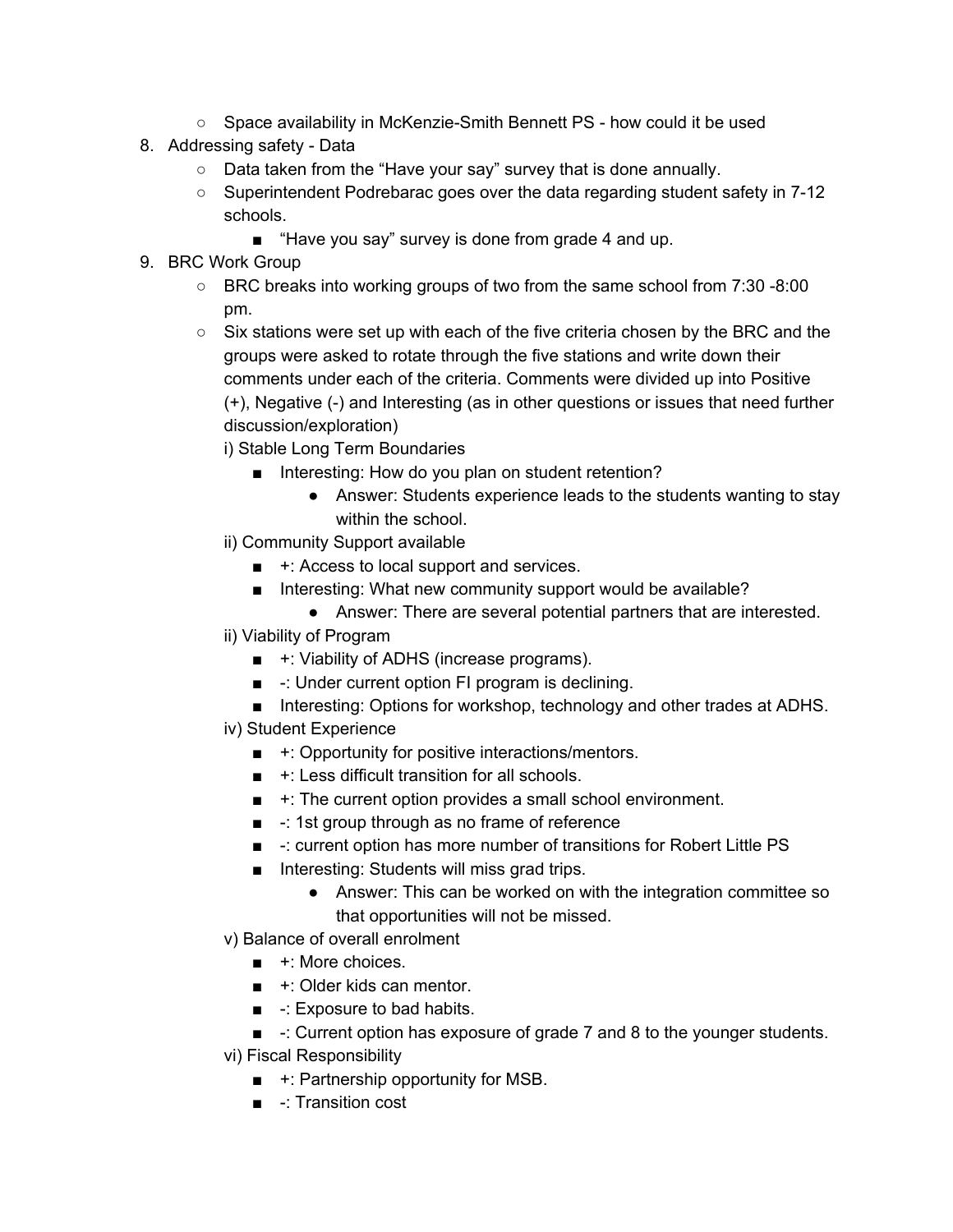- Space availability in McKenzie-Smith Bennett PS - how could it be used

8. Addressing safety - Data
   - Data taken from the "Have your say" survey that is done annually.
   - Superintendent Podrebarac goes over the data regarding student safety in 7-12 schools.
     - "Have you say" survey is done from grade 4 and up.
9. BRC Work Group
   - BRC breaks into working groups of two from the same school from 7:30 -8:00 pm.
   - Six stations were set up with each of the five criteria chosen by the BRC and the groups were asked to rotate through the five stations and write down their comments under each of the criteria. Comments were divided up into Positive (+), Negative (-) and Interesting (as in other questions or issues that need further discussion/exploration)

     i) Stable Long Term Boundaries
     - Interesting: How do you plan on student retention?
       - Answer: Students experience leads to the students wanting to stay within the school.

     ii) Community Support available
     - +: Access to local support and services.
     - Interesting: What new community support would be available?
       - Answer: There are several potential partners that are interested.

     ii) Viability of Program
     - +: Viability of ADHS (increase programs).
     - -: Under current option FI program is declining.
     - Interesting: Options for workshop, technology and other trades at ADHS.

     iv) Student Experience
     - +: Opportunity for positive interactions/mentors.
     - +: Less difficult transition for all schools.
     - +: The current option provides a small school environment.
     - -: 1st group through as no frame of reference
     - -: current option has more number of transitions for Robert Little PS
     - Interesting: Students will miss grad trips.
       - Answer: This can be worked on with the integration committee so that opportunities will not be missed.

     v) Balance of overall enrolment
     - +: More choices.
     - +: Older kids can mentor.
     - -: Exposure to bad habits.
     - -: Current option has exposure of grade 7 and 8 to the younger students.

     vi) Fiscal Responsibility
     - +: Partnership opportunity for MSB.
     - -: Transition cost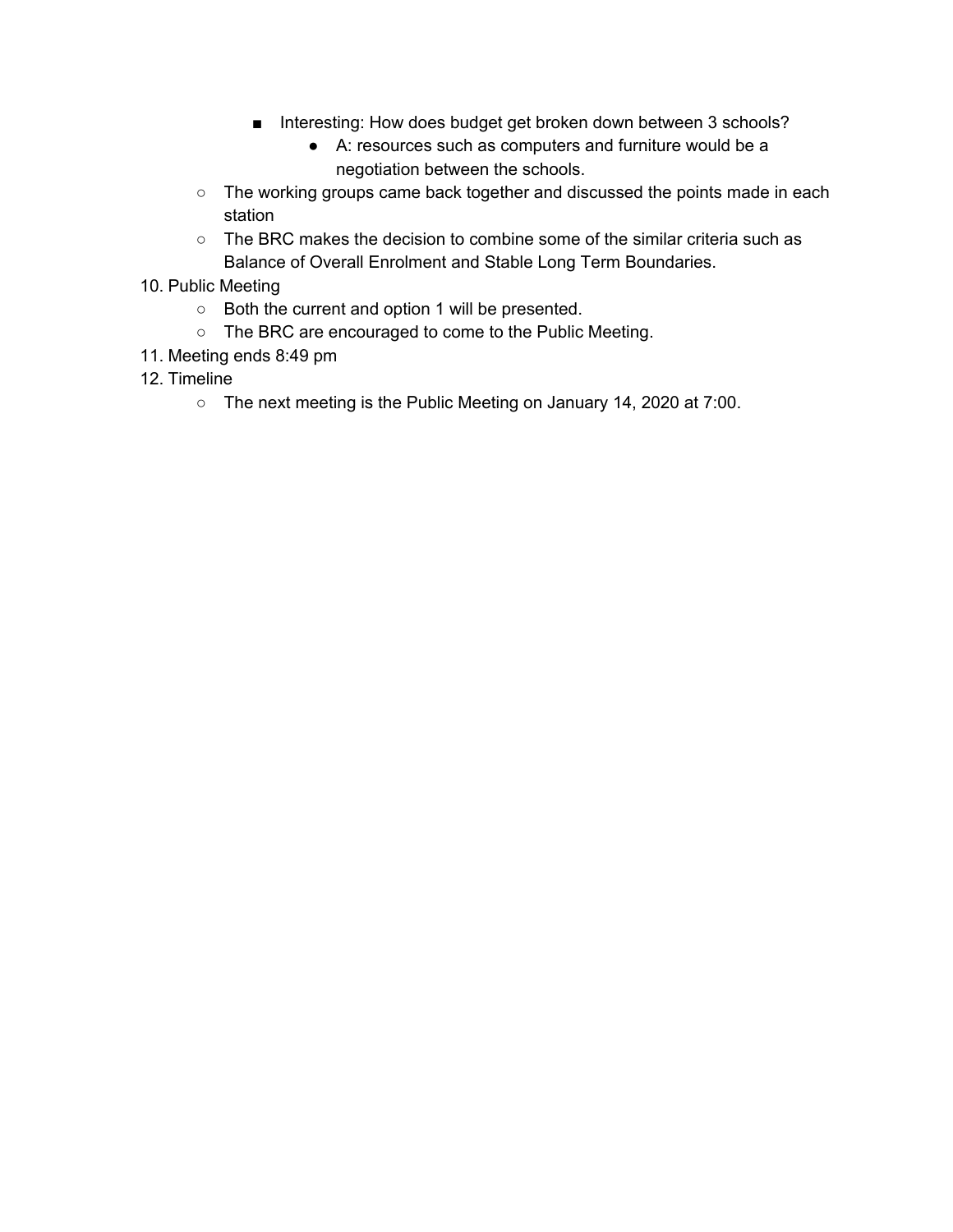- Interesting: How does budget get broken down between 3 schools?
            - A: resources such as computers and furniture would be a negotiation between the schools.
    - The working groups came back together and discussed the points made in each station
    - The BRC makes the decision to combine some of the similar criteria such as Balance of Overall Enrolment and Stable Long Term Boundaries.

10. Public Meeting
    - Both the current and option 1 will be presented.
    - The BRC are encouraged to come to the Public Meeting.
11. Meeting ends 8:49 pm
12. Timeline
    - The next meeting is the Public Meeting on January 14, 2020 at 7:00.